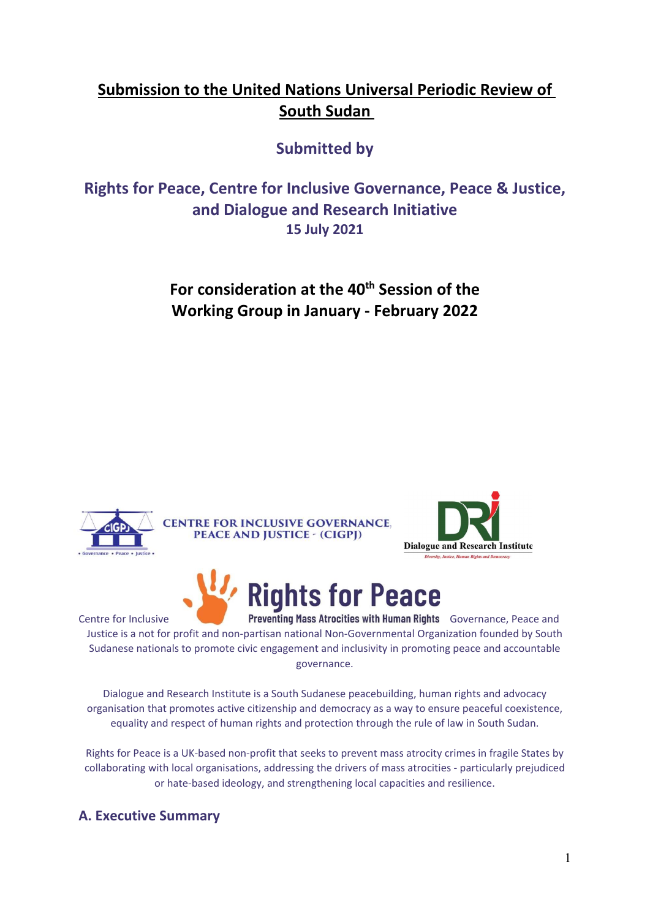# Submission to the United Nations Universal Periodic Review of South Sudan

**Submitted by**

**Rights for Peace, Centre for Inclusive Governance, Peace & Justice, and Dialogue and Research Initiative**

**15 July 2021**

**For consideration at the 40th Session of the Working Group in January - February 2022**

CENTRE FOR INCLUSIVE GOVERNANCE, PEACE AND JUSTICE - (CIGPJ)

Dialogue and Research Institute

Rights for Peace

Preventing Mass Atrocities with Human Rights

Centre for Inclusive Governance, Peace and Justice is a not for profit and non-partisan national Non-Governmental Organization founded by South Sudanese nationals to promote civic engagement and inclusivity in promoting peace and accountable governance.

Dialogue and Research Institute is a South Sudanese peacebuilding, human rights and advocacy organisation that promotes active citizenship and democracy as a way to ensure peaceful coexistence, equality and respect of human rights and protection through the rule of law in South Sudan.

Rights for Peace is a UK-based non-profit that seeks to prevent mass atrocity crimes in fragile States by collaborating with local organisations, addressing the drivers of mass atrocities - particularly prejudiced or hate-based ideology, and strengthening local capacities and resilience.

## A. Executive Summary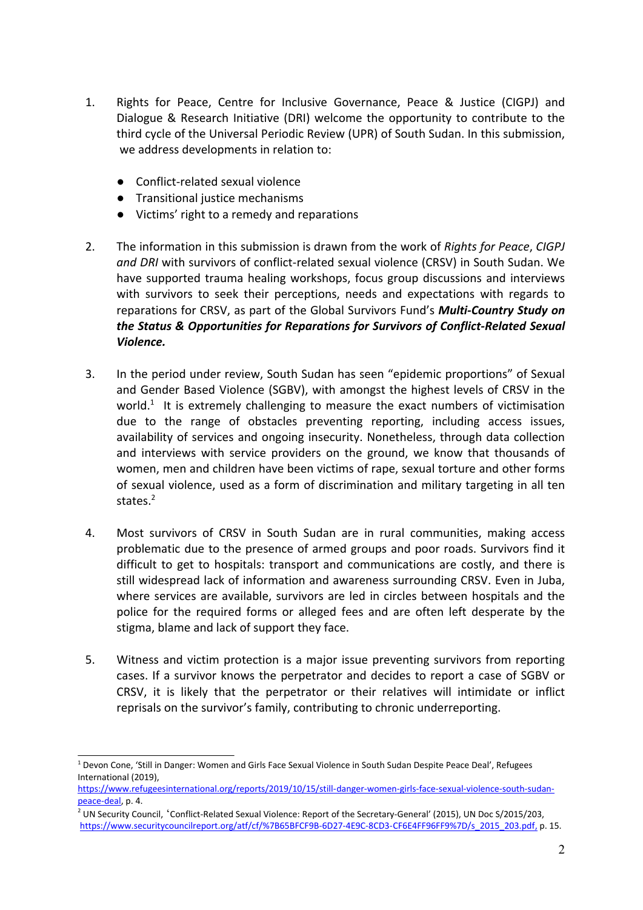1. Rights for Peace, Centre for Inclusive Governance, Peace & Justice (CIGPJ) and Dialogue & Research Initiative (DRI) welcome the opportunity to contribute to the third cycle of the Universal Periodic Review (UPR) of South Sudan. In this submission, we address developments in relation to:

   - Conflict-related sexual violence
   - Transitional justice mechanisms
   - Victims' right to a remedy and reparations

2. The information in this submission is drawn from the work of *Rights for Peace*, *CIGPJ and DRI* with survivors of conflict-related sexual violence (CRSV) in South Sudan. We have supported trauma healing workshops, focus group discussions and interviews with survivors to seek their perceptions, needs and expectations with regards to reparations for CRSV, as part of the Global Survivors Fund's ***Multi-Country Study on the Status & Opportunities for Reparations for Survivors of Conflict-Related Sexual Violence.***

3. In the period under review, South Sudan has seen "epidemic proportions" of Sexual and Gender Based Violence (SGBV), with amongst the highest levels of CRSV in the world.[1] It is extremely challenging to measure the exact numbers of victimisation due to the range of obstacles preventing reporting, including access issues, availability of services and ongoing insecurity. Nonetheless, through data collection and interviews with service providers on the ground, we know that thousands of women, men and children have been victims of rape, sexual torture and other forms of sexual violence, used as a form of discrimination and military targeting in all ten states.[2]

4. Most survivors of CRSV in South Sudan are in rural communities, making access problematic due to the presence of armed groups and poor roads. Survivors find it difficult to get to hospitals: transport and communications are costly, and there is still widespread lack of information and awareness surrounding CRSV. Even in Juba, where services are available, survivors are led in circles between hospitals and the police for the required forms or alleged fees and are often left desperate by the stigma, blame and lack of support they face.

5. Witness and victim protection is a major issue preventing survivors from reporting cases. If a survivor knows the perpetrator and decides to report a case of SGBV or CRSV, it is likely that the perpetrator or their relatives will intimidate or inflict reprisals on the survivor's family, contributing to chronic underreporting.

---

[1] Devon Cone, 'Still in Danger: Women and Girls Face Sexual Violence in South Sudan Despite Peace Deal', Refugees International (2019), https://www.refugeesinternational.org/reports/2019/10/15/still-danger-women-girls-face-sexual-violence-south-sudan-peace-deal, p. 4.

[2] UN Security Council, 'Conflict-Related Sexual Violence: Report of the Secretary-General' (2015), UN Doc S/2015/203, https://www.securitycouncilreport.org/atf/cf/%7B65BFCF9B-6D27-4E9C-8CD3-CF6E4FF96FF9%7D/s_2015_203.pdf, p. 15.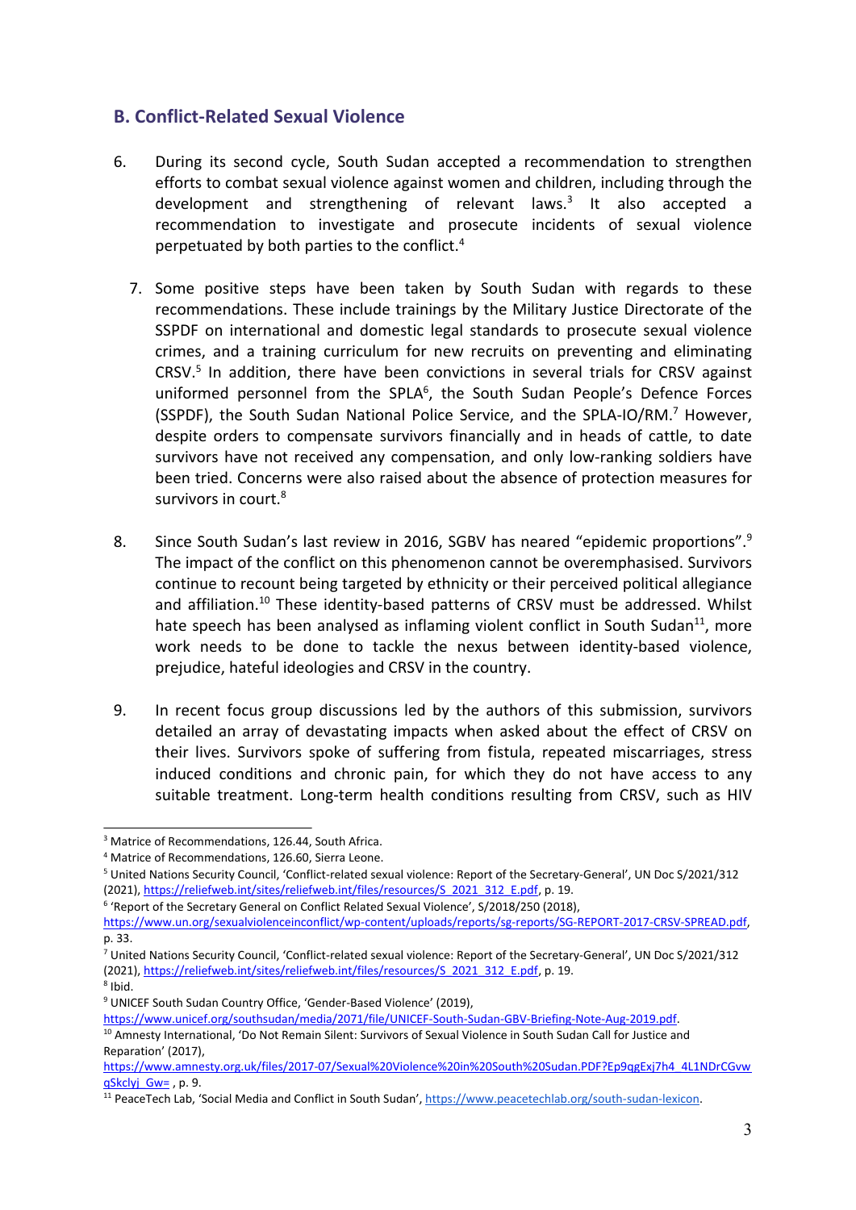## B. Conflict-Related Sexual Violence

6. During its second cycle, South Sudan accepted a recommendation to strengthen efforts to combat sexual violence against women and children, including through the development and strengthening of relevant laws.[3] It also accepted a recommendation to investigate and prosecute incidents of sexual violence perpetuated by both parties to the conflict.[4]

7. Some positive steps have been taken by South Sudan with regards to these recommendations. These include trainings by the Military Justice Directorate of the SSPDF on international and domestic legal standards to prosecute sexual violence crimes, and a training curriculum for new recruits on preventing and eliminating CRSV.[5] In addition, there have been convictions in several trials for CRSV against uniformed personnel from the SPLA[6], the South Sudan People's Defence Forces (SSPDF), the South Sudan National Police Service, and the SPLA-IO/RM.[7] However, despite orders to compensate survivors financially and in heads of cattle, to date survivors have not received any compensation, and only low-ranking soldiers have been tried. Concerns were also raised about the absence of protection measures for survivors in court.[8]

8. Since South Sudan's last review in 2016, SGBV has neared "epidemic proportions".[9] The impact of the conflict on this phenomenon cannot be overemphasised. Survivors continue to recount being targeted by ethnicity or their perceived political allegiance and affiliation.[10] These identity-based patterns of CRSV must be addressed. Whilst hate speech has been analysed as inflaming violent conflict in South Sudan[11], more work needs to be done to tackle the nexus between identity-based violence, prejudice, hateful ideologies and CRSV in the country.

9. In recent focus group discussions led by the authors of this submission, survivors detailed an array of devastating impacts when asked about the effect of CRSV on their lives. Survivors spoke of suffering from fistula, repeated miscarriages, stress induced conditions and chronic pain, for which they do not have access to any suitable treatment. Long-term health conditions resulting from CRSV, such as HIV

---

[3] Matrice of Recommendations, 126.44, South Africa.

[4] Matrice of Recommendations, 126.60, Sierra Leone.

[5] United Nations Security Council, 'Conflict-related sexual violence: Report of the Secretary-General', UN Doc S/2021/312 (2021), https://reliefweb.int/sites/reliefweb.int/files/resources/S_2021_312_E.pdf, p. 19.

[6] 'Report of the Secretary General on Conflict Related Sexual Violence', S/2018/250 (2018), https://www.un.org/sexualviolenceinconflict/wp-content/uploads/reports/sg-reports/SG-REPORT-2017-CRSV-SPREAD.pdf, p. 33.

[7] United Nations Security Council, 'Conflict-related sexual violence: Report of the Secretary-General', UN Doc S/2021/312 (2021), https://reliefweb.int/sites/reliefweb.int/files/resources/S_2021_312_E.pdf, p. 19.

[8] Ibid.

[9] UNICEF South Sudan Country Office, 'Gender-Based Violence' (2019), https://www.unicef.org/southsudan/media/2071/file/UNICEF-South-Sudan-GBV-Briefing-Note-Aug-2019.pdf.

[10] Amnesty International, 'Do Not Remain Silent: Survivors of Sexual Violence in South Sudan Call for Justice and Reparation' (2017), https://www.amnesty.org.uk/files/2017-07/Sexual%20Violence%20in%20South%20Sudan.PDF?Ep9qgExj7h4_4L1NDrCGvwqSkclyj_Gw= , p. 9.

[11] PeaceTech Lab, 'Social Media and Conflict in South Sudan', https://www.peacetechlab.org/south-sudan-lexicon.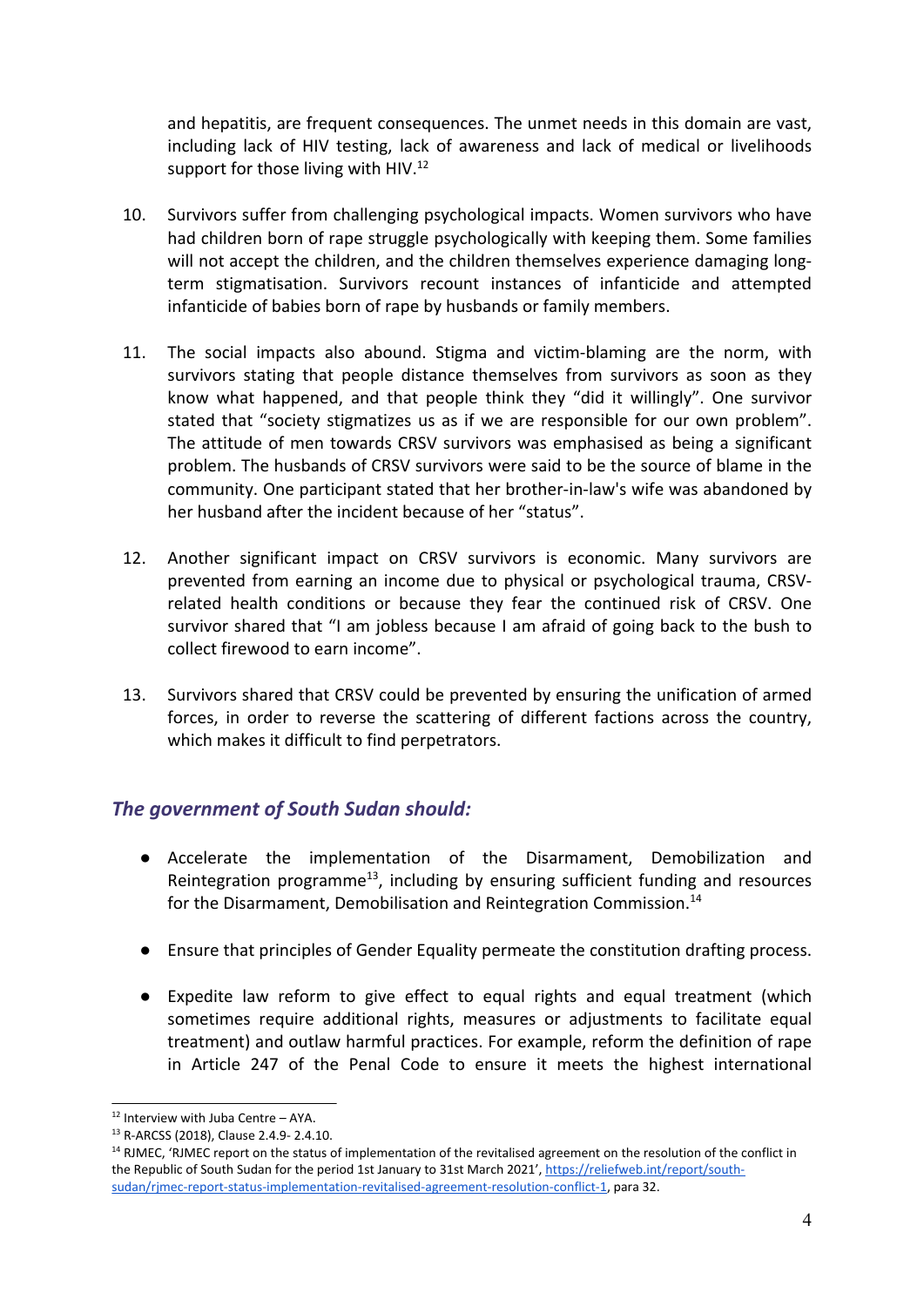and hepatitis, are frequent consequences. The unmet needs in this domain are vast, including lack of HIV testing, lack of awareness and lack of medical or livelihoods support for those living with HIV.[12]

10. Survivors suffer from challenging psychological impacts. Women survivors who have had children born of rape struggle psychologically with keeping them. Some families will not accept the children, and the children themselves experience damaging long-term stigmatisation. Survivors recount instances of infanticide and attempted infanticide of babies born of rape by husbands or family members.

11. The social impacts also abound. Stigma and victim-blaming are the norm, with survivors stating that people distance themselves from survivors as soon as they know what happened, and that people think they "did it willingly". One survivor stated that "society stigmatizes us as if we are responsible for our own problem". The attitude of men towards CRSV survivors was emphasised as being a significant problem. The husbands of CRSV survivors were said to be the source of blame in the community. One participant stated that her brother-in-law's wife was abandoned by her husband after the incident because of her "status".

12. Another significant impact on CRSV survivors is economic. Many survivors are prevented from earning an income due to physical or psychological trauma, CRSV-related health conditions or because they fear the continued risk of CRSV. One survivor shared that "I am jobless because I am afraid of going back to the bush to collect firewood to earn income".

13. Survivors shared that CRSV could be prevented by ensuring the unification of armed forces, in order to reverse the scattering of different factions across the country, which makes it difficult to find perpetrators.

### *The government of South Sudan should:*

- Accelerate the implementation of the Disarmament, Demobilization and Reintegration programme[13], including by ensuring sufficient funding and resources for the Disarmament, Demobilisation and Reintegration Commission.[14]

- Ensure that principles of Gender Equality permeate the constitution drafting process.

- Expedite law reform to give effect to equal rights and equal treatment (which sometimes require additional rights, measures or adjustments to facilitate equal treatment) and outlaw harmful practices. For example, reform the definition of rape in Article 247 of the Penal Code to ensure it meets the highest international

---

[12] Interview with Juba Centre – AYA.

[13] R-ARCSS (2018), Clause 2.4.9- 2.4.10.

[14] RJMEC, 'RJMEC report on the status of implementation of the revitalised agreement on the resolution of the conflict in the Republic of South Sudan for the period 1st January to 31st March 2021', https://reliefweb.int/report/south-sudan/rjmec-report-status-implementation-revitalised-agreement-resolution-conflict-1, para 32.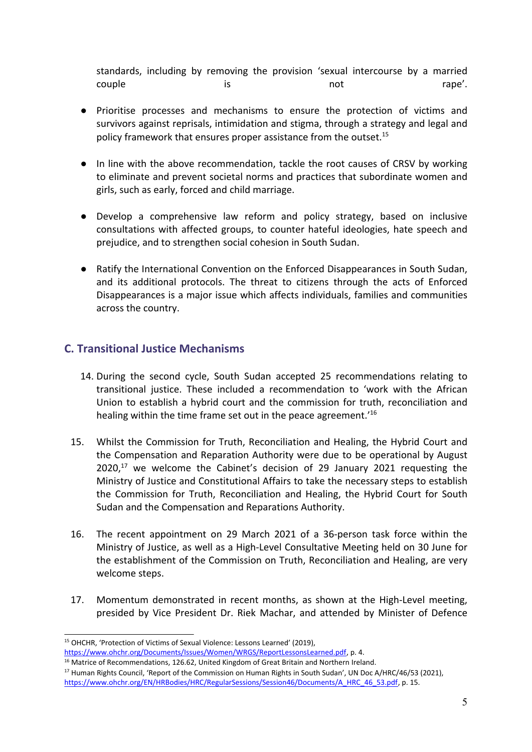standards, including by removing the provision 'sexual intercourse by a married couple is not rape'.

- Prioritise processes and mechanisms to ensure the protection of victims and survivors against reprisals, intimidation and stigma, through a strategy and legal and policy framework that ensures proper assistance from the outset.[15]

- In line with the above recommendation, tackle the root causes of CRSV by working to eliminate and prevent societal norms and practices that subordinate women and girls, such as early, forced and child marriage.

- Develop a comprehensive law reform and policy strategy, based on inclusive consultations with affected groups, to counter hateful ideologies, hate speech and prejudice, and to strengthen social cohesion in South Sudan.

- Ratify the International Convention on the Enforced Disappearances in South Sudan, and its additional protocols. The threat to citizens through the acts of Enforced Disappearances is a major issue which affects individuals, families and communities across the country.

## C. Transitional Justice Mechanisms

14. During the second cycle, South Sudan accepted 25 recommendations relating to transitional justice. These included a recommendation to 'work with the African Union to establish a hybrid court and the commission for truth, reconciliation and healing within the time frame set out in the peace agreement.'[16]

15. Whilst the Commission for Truth, Reconciliation and Healing, the Hybrid Court and the Compensation and Reparation Authority were due to be operational by August 2020,[17] we welcome the Cabinet's decision of 29 January 2021 requesting the Ministry of Justice and Constitutional Affairs to take the necessary steps to establish the Commission for Truth, Reconciliation and Healing, the Hybrid Court for South Sudan and the Compensation and Reparations Authority.

16. The recent appointment on 29 March 2021 of a 36-person task force within the Ministry of Justice, as well as a High-Level Consultative Meeting held on 30 June for the establishment of the Commission on Truth, Reconciliation and Healing, are very welcome steps.

17. Momentum demonstrated in recent months, as shown at the High-Level meeting, presided by Vice President Dr. Riek Machar, and attended by Minister of Defence

---

[15] OHCHR, 'Protection of Victims of Sexual Violence: Lessons Learned' (2019), https://www.ohchr.org/Documents/Issues/Women/WRGS/ReportLessonsLearned.pdf, p. 4.

[16] Matrice of Recommendations, 126.62, United Kingdom of Great Britain and Northern Ireland.

[17] Human Rights Council, 'Report of the Commission on Human Rights in South Sudan', UN Doc A/HRC/46/53 (2021), https://www.ohchr.org/EN/HRBodies/HRC/RegularSessions/Session46/Documents/A_HRC_46_53.pdf, p. 15.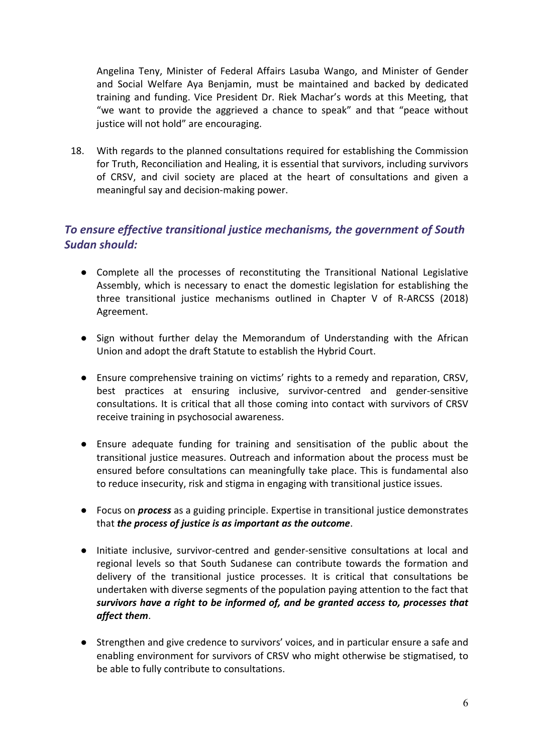Angelina Teny, Minister of Federal Affairs Lasuba Wango, and Minister of Gender and Social Welfare Aya Benjamin, must be maintained and backed by dedicated training and funding. Vice President Dr. Riek Machar's words at this Meeting, that "we want to provide the aggrieved a chance to speak" and that "peace without justice will not hold" are encouraging.

18. With regards to the planned consultations required for establishing the Commission for Truth, Reconciliation and Healing, it is essential that survivors, including survivors of CRSV, and civil society are placed at the heart of consultations and given a meaningful say and decision-making power.

### *To ensure effective transitional justice mechanisms, the government of South Sudan should:*

- Complete all the processes of reconstituting the Transitional National Legislative Assembly, which is necessary to enact the domestic legislation for establishing the three transitional justice mechanisms outlined in Chapter V of R-ARCSS (2018) Agreement.

- Sign without further delay the Memorandum of Understanding with the African Union and adopt the draft Statute to establish the Hybrid Court.

- Ensure comprehensive training on victims' rights to a remedy and reparation, CRSV, best practices at ensuring inclusive, survivor-centred and gender-sensitive consultations. It is critical that all those coming into contact with survivors of CRSV receive training in psychosocial awareness.

- Ensure adequate funding for training and sensitisation of the public about the transitional justice measures. Outreach and information about the process must be ensured before consultations can meaningfully take place. This is fundamental also to reduce insecurity, risk and stigma in engaging with transitional justice issues.

- Focus on ***process*** as a guiding principle. Expertise in transitional justice demonstrates that ***the process of justice is as important as the outcome***.

- Initiate inclusive, survivor-centred and gender-sensitive consultations at local and regional levels so that South Sudanese can contribute towards the formation and delivery of the transitional justice processes. It is critical that consultations be undertaken with diverse segments of the population paying attention to the fact that ***survivors have a right to be informed of, and be granted access to, processes that affect them***.

- Strengthen and give credence to survivors' voices, and in particular ensure a safe and enabling environment for survivors of CRSV who might otherwise be stigmatised, to be able to fully contribute to consultations.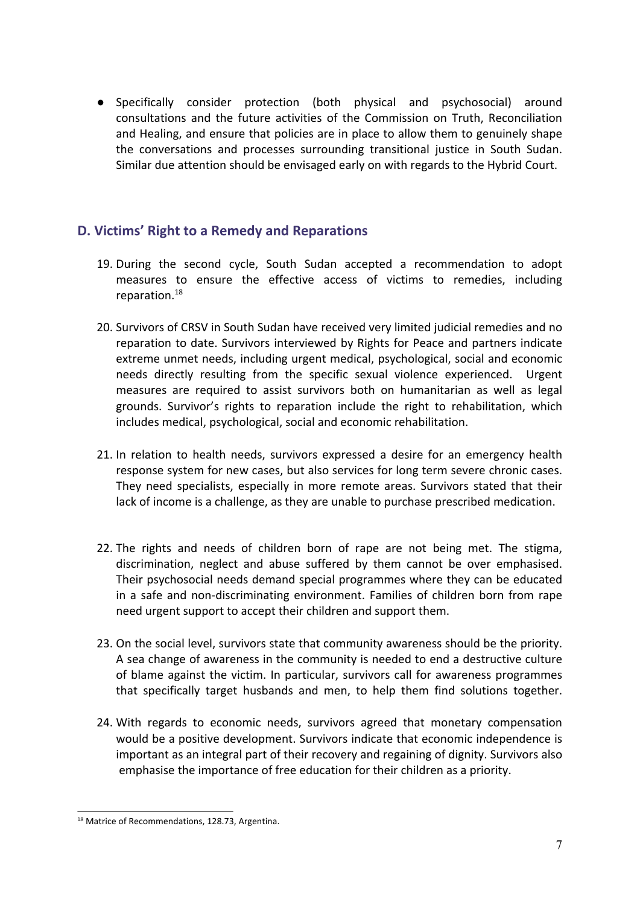- Specifically consider protection (both physical and psychosocial) around consultations and the future activities of the Commission on Truth, Reconciliation and Healing, and ensure that policies are in place to allow them to genuinely shape the conversations and processes surrounding transitional justice in South Sudan. Similar due attention should be envisaged early on with regards to the Hybrid Court.

## D. Victims' Right to a Remedy and Reparations

19. During the second cycle, South Sudan accepted a recommendation to adopt measures to ensure the effective access of victims to remedies, including reparation.[18]

20. Survivors of CRSV in South Sudan have received very limited judicial remedies and no reparation to date. Survivors interviewed by Rights for Peace and partners indicate extreme unmet needs, including urgent medical, psychological, social and economic needs directly resulting from the specific sexual violence experienced. Urgent measures are required to assist survivors both on humanitarian as well as legal grounds. Survivor's rights to reparation include the right to rehabilitation, which includes medical, psychological, social and economic rehabilitation.

21. In relation to health needs, survivors expressed a desire for an emergency health response system for new cases, but also services for long term severe chronic cases. They need specialists, especially in more remote areas. Survivors stated that their lack of income is a challenge, as they are unable to purchase prescribed medication.

22. The rights and needs of children born of rape are not being met. The stigma, discrimination, neglect and abuse suffered by them cannot be over emphasised. Their psychosocial needs demand special programmes where they can be educated in a safe and non-discriminating environment. Families of children born from rape need urgent support to accept their children and support them.

23. On the social level, survivors state that community awareness should be the priority. A sea change of awareness in the community is needed to end a destructive culture of blame against the victim. In particular, survivors call for awareness programmes that specifically target husbands and men, to help them find solutions together.

24. With regards to economic needs, survivors agreed that monetary compensation would be a positive development. Survivors indicate that economic independence is important as an integral part of their recovery and regaining of dignity. Survivors also emphasise the importance of free education for their children as a priority.

[18] Matrice of Recommendations, 128.73, Argentina.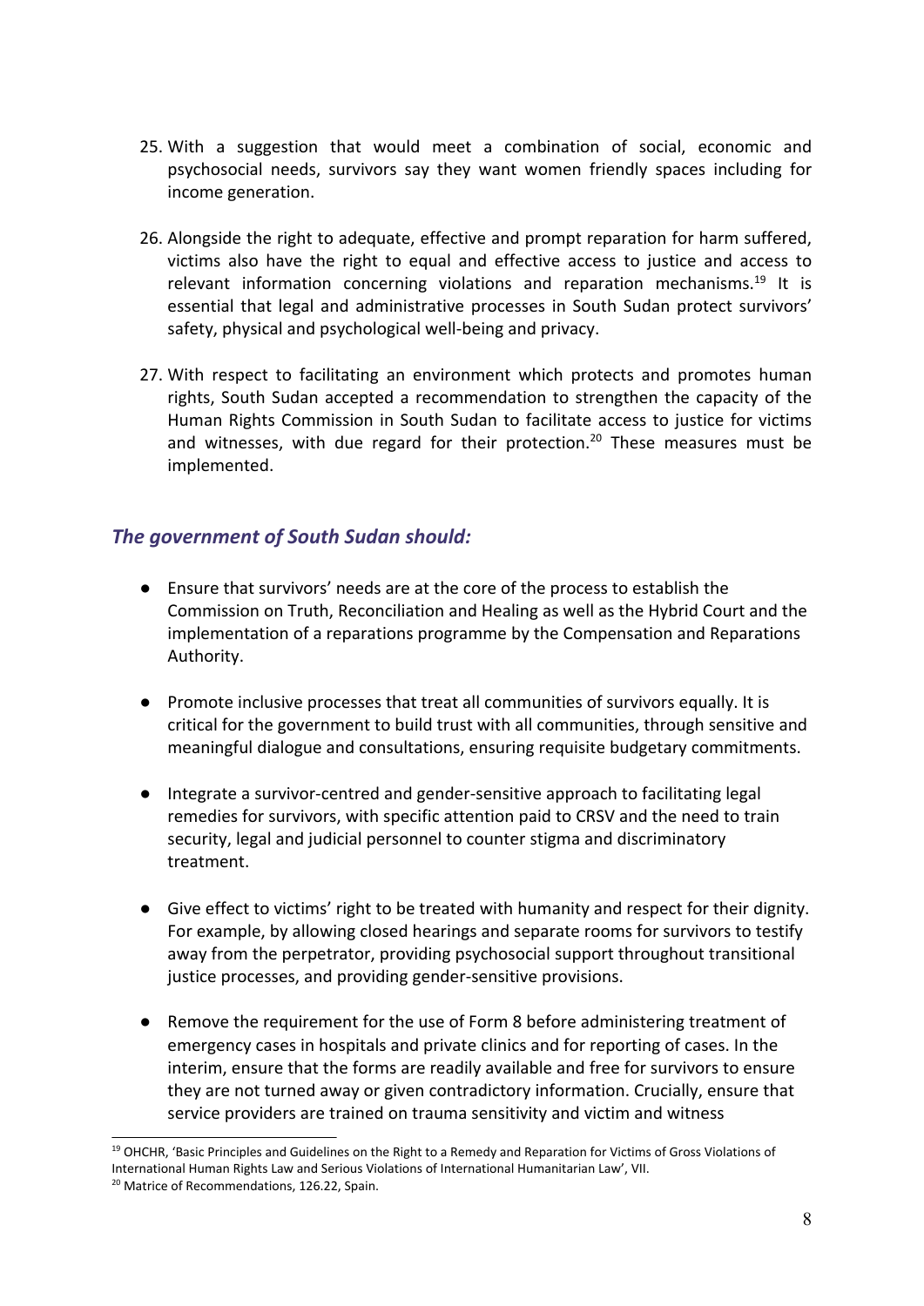25. With a suggestion that would meet a combination of social, economic and psychosocial needs, survivors say they want women friendly spaces including for income generation.

26. Alongside the right to adequate, effective and prompt reparation for harm suffered, victims also have the right to equal and effective access to justice and access to relevant information concerning violations and reparation mechanisms.[19] It is essential that legal and administrative processes in South Sudan protect survivors' safety, physical and psychological well-being and privacy.

27. With respect to facilitating an environment which protects and promotes human rights, South Sudan accepted a recommendation to strengthen the capacity of the Human Rights Commission in South Sudan to facilitate access to justice for victims and witnesses, with due regard for their protection.[20] These measures must be implemented.

### *The government of South Sudan should:*

- Ensure that survivors' needs are at the core of the process to establish the Commission on Truth, Reconciliation and Healing as well as the Hybrid Court and the implementation of a reparations programme by the Compensation and Reparations Authority.
- Promote inclusive processes that treat all communities of survivors equally. It is critical for the government to build trust with all communities, through sensitive and meaningful dialogue and consultations, ensuring requisite budgetary commitments.
- Integrate a survivor-centred and gender-sensitive approach to facilitating legal remedies for survivors, with specific attention paid to CRSV and the need to train security, legal and judicial personnel to counter stigma and discriminatory treatment.
- Give effect to victims' right to be treated with humanity and respect for their dignity. For example, by allowing closed hearings and separate rooms for survivors to testify away from the perpetrator, providing psychosocial support throughout transitional justice processes, and providing gender-sensitive provisions.
- Remove the requirement for the use of Form 8 before administering treatment of emergency cases in hospitals and private clinics and for reporting of cases. In the interim, ensure that the forms are readily available and free for survivors to ensure they are not turned away or given contradictory information. Crucially, ensure that service providers are trained on trauma sensitivity and victim and witness

---

[19] OHCHR, 'Basic Principles and Guidelines on the Right to a Remedy and Reparation for Victims of Gross Violations of International Human Rights Law and Serious Violations of International Humanitarian Law', VII.

[20] Matrice of Recommendations, 126.22, Spain.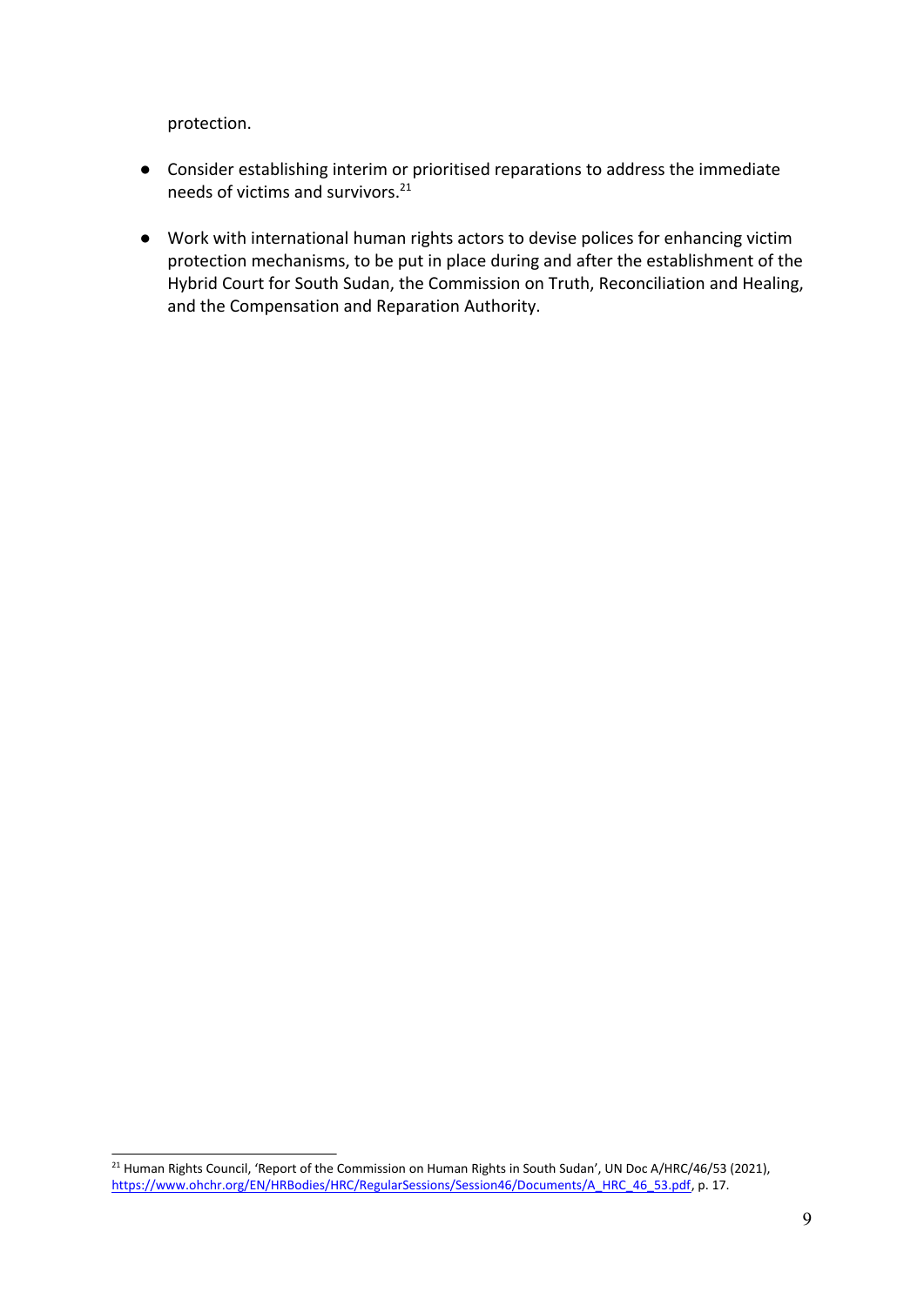protection.

- Consider establishing interim or prioritised reparations to address the immediate needs of victims and survivors.[21]

- Work with international human rights actors to devise polices for enhancing victim protection mechanisms, to be put in place during and after the establishment of the Hybrid Court for South Sudan, the Commission on Truth, Reconciliation and Healing, and the Compensation and Reparation Authority.

---

[21] Human Rights Council, 'Report of the Commission on Human Rights in South Sudan', UN Doc A/HRC/46/53 (2021), https://www.ohchr.org/EN/HRBodies/HRC/RegularSessions/Session46/Documents/A_HRC_46_53.pdf, p. 17.